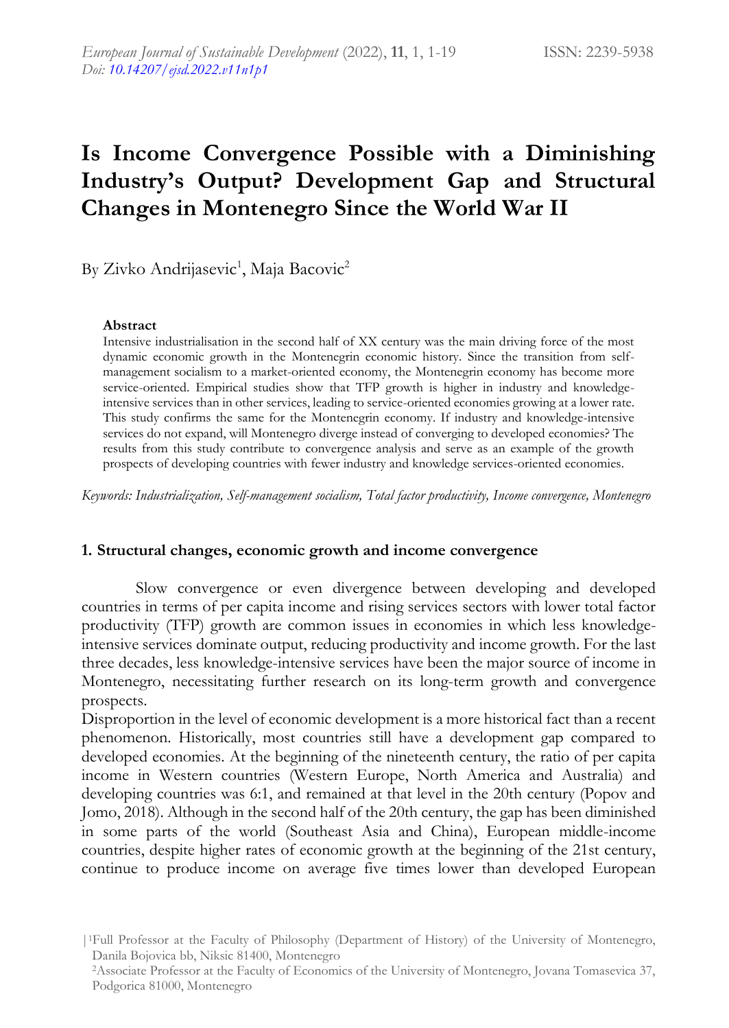# Is Income Convergence Possible with a Diminishing Industry's Output? Development Gap and Structural Changes in Montenegro Since the World War II

By Zivko Andrijasevic[1], Maja Bacovic[2]

### Abstract

Intensive industrialisation in the second half of XX century was the main driving force of the most dynamic economic growth in the Montenegrin economic history. Since the transition from self-management socialism to a market-oriented economy, the Montenegrin economy has become more service-oriented. Empirical studies show that TFP growth is higher in industry and knowledge-intensive services than in other services, leading to service-oriented economies growing at a lower rate. This study confirms the same for the Montenegrin economy. If industry and knowledge-intensive services do not expand, will Montenegro diverge instead of converging to developed economies? The results from this study contribute to convergence analysis and serve as an example of the growth prospects of developing countries with fewer industry and knowledge services-oriented economies.

*Keywords: Industrialization, Self-management socialism, Total factor productivity, Income convergence, Montenegro*

## 1. Structural changes, economic growth and income convergence

Slow convergence or even divergence between developing and developed countries in terms of per capita income and rising services sectors with lower total factor productivity (TFP) growth are common issues in economies in which less knowledge-intensive services dominate output, reducing productivity and income growth. For the last three decades, less knowledge-intensive services have been the major source of income in Montenegro, necessitating further research on its long-term growth and convergence prospects.

Disproportion in the level of economic development is a more historical fact than a recent phenomenon. Historically, most countries still have a development gap compared to developed economies. At the beginning of the nineteenth century, the ratio of per capita income in Western countries (Western Europe, North America and Australia) and developing countries was 6:1, and remained at that level in the 20th century (Popov and Jomo, 2018). Although in the second half of the 20th century, the gap has been diminished in some parts of the world (Southeast Asia and China), European middle-income countries, despite higher rates of economic growth at the beginning of the 21st century, continue to produce income on average five times lower than developed European

[1]Full Professor at the Faculty of Philosophy (Department of History) of the University of Montenegro, Danila Bojovica bb, Niksic 81400, Montenegro

[2]Associate Professor at the Faculty of Economics of the University of Montenegro, Jovana Tomasevica 37, Podgorica 81000, Montenegro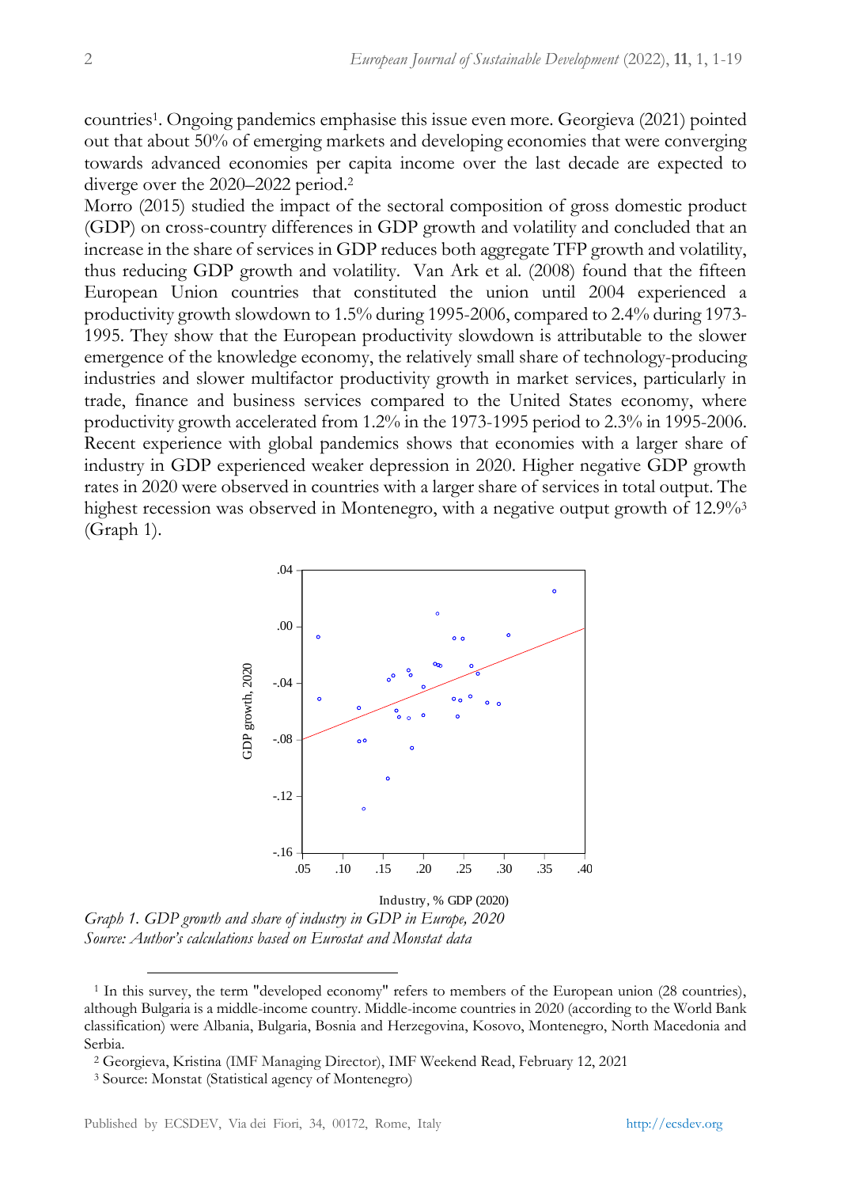countries[1]. Ongoing pandemics emphasise this issue even more. Georgieva (2021) pointed out that about 50% of emerging markets and developing economies that were converging towards advanced economies per capita income over the last decade are expected to diverge over the 2020–2022 period.[2]

Morro (2015) studied the impact of the sectoral composition of gross domestic product (GDP) on cross-country differences in GDP growth and volatility and concluded that an increase in the share of services in GDP reduces both aggregate TFP growth and volatility, thus reducing GDP growth and volatility. Van Ark et al. (2008) found that the fifteen European Union countries that constituted the union until 2004 experienced a productivity growth slowdown to 1.5% during 1995-2006, compared to 2.4% during 1973-1995. They show that the European productivity slowdown is attributable to the slower emergence of the knowledge economy, the relatively small share of technology-producing industries and slower multifactor productivity growth in market services, particularly in trade, finance and business services compared to the United States economy, where productivity growth accelerated from 1.2% in the 1973-1995 period to 2.3% in 1995-2006. Recent experience with global pandemics shows that economies with a larger share of industry in GDP experienced weaker depression in 2020. Higher negative GDP growth rates in 2020 were observed in countries with a larger share of services in total output. The highest recession was observed in Montenegro, with a negative output growth of 12.9%[3] (Graph 1).

GDP growth, 2020

.04
.00
-.04
-.08
-.12
-.16

.05 .10 .15 .20 .25 .30 .35 .40

Industry, % GDP (2020)

*Graph 1. GDP growth and share of industry in GDP in Europe, 2020*
*Source: Author's calculations based on Eurostat and Monstat data*

[1] In this survey, the term "developed economy" refers to members of the European union (28 countries), although Bulgaria is a middle-income country. Middle-income countries in 2020 (according to the World Bank classification) were Albania, Bulgaria, Bosnia and Herzegovina, Kosovo, Montenegro, North Macedonia and Serbia.

[2] Georgieva, Kristina (IMF Managing Director), IMF Weekend Read, February 12, 2021

[3] Source: Monstat (Statistical agency of Montenegro)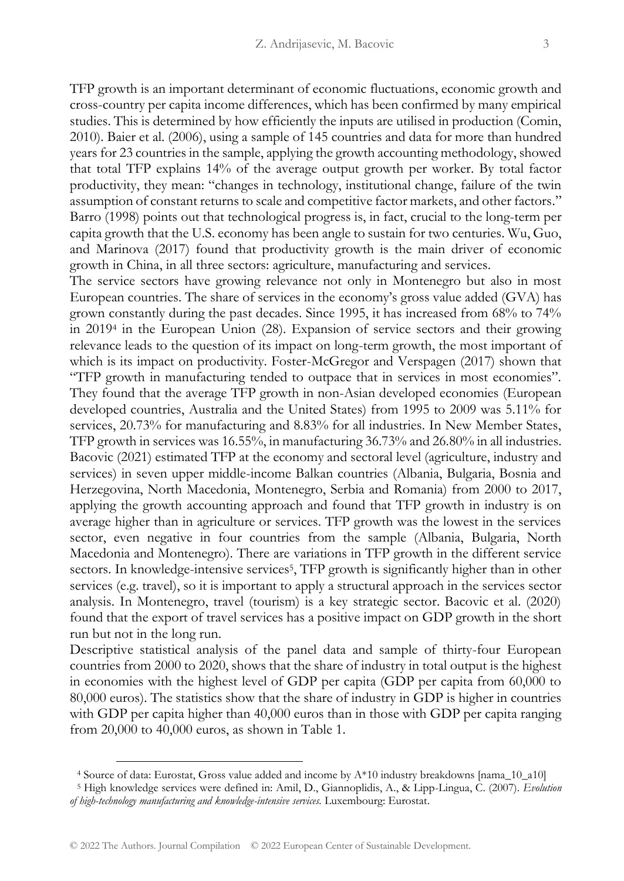TFP growth is an important determinant of economic fluctuations, economic growth and cross-country per capita income differences, which has been confirmed by many empirical studies. This is determined by how efficiently the inputs are utilised in production (Comin, 2010). Baier et al. (2006), using a sample of 145 countries and data for more than hundred years for 23 countries in the sample, applying the growth accounting methodology, showed that total TFP explains 14% of the average output growth per worker. By total factor productivity, they mean: "changes in technology, institutional change, failure of the twin assumption of constant returns to scale and competitive factor markets, and other factors." Barro (1998) points out that technological progress is, in fact, crucial to the long-term per capita growth that the U.S. economy has been angle to sustain for two centuries. Wu, Guo, and Marinova (2017) found that productivity growth is the main driver of economic growth in China, in all three sectors: agriculture, manufacturing and services.

The service sectors have growing relevance not only in Montenegro but also in most European countries. The share of services in the economy's gross value added (GVA) has grown constantly during the past decades. Since 1995, it has increased from 68% to 74% in 2019[4] in the European Union (28). Expansion of service sectors and their growing relevance leads to the question of its impact on long-term growth, the most important of which is its impact on productivity. Foster-McGregor and Verspagen (2017) shown that "TFP growth in manufacturing tended to outpace that in services in most economies". They found that the average TFP growth in non-Asian developed economies (European developed countries, Australia and the United States) from 1995 to 2009 was 5.11% for services, 20.73% for manufacturing and 8.83% for all industries. In New Member States, TFP growth in services was 16.55%, in manufacturing 36.73% and 26.80% in all industries. Bacovic (2021) estimated TFP at the economy and sectoral level (agriculture, industry and services) in seven upper middle-income Balkan countries (Albania, Bulgaria, Bosnia and Herzegovina, North Macedonia, Montenegro, Serbia and Romania) from 2000 to 2017, applying the growth accounting approach and found that TFP growth in industry is on average higher than in agriculture or services. TFP growth was the lowest in the services sector, even negative in four countries from the sample (Albania, Bulgaria, North Macedonia and Montenegro). There are variations in TFP growth in the different service sectors. In knowledge-intensive services[5], TFP growth is significantly higher than in other services (e.g. travel), so it is important to apply a structural approach in the services sector analysis. In Montenegro, travel (tourism) is a key strategic sector. Bacovic et al. (2020) found that the export of travel services has a positive impact on GDP growth in the short run but not in the long run.

Descriptive statistical analysis of the panel data and sample of thirty-four European countries from 2000 to 2020, shows that the share of industry in total output is the highest in economies with the highest level of GDP per capita (GDP per capita from 60,000 to 80,000 euros). The statistics show that the share of industry in GDP is higher in countries with GDP per capita higher than 40,000 euros than in those with GDP per capita ranging from 20,000 to 40,000 euros, as shown in Table 1.

[4] Source of data: Eurostat, Gross value added and income by A*10 industry breakdowns [nama_10_a10]

[5] High knowledge services were defined in: Amil, D., Giannoplidis, A., & Lipp-Lingua, C. (2007). *Evolution of high-technology manufacturing and knowledge-intensive services.* Luxembourg: Eurostat.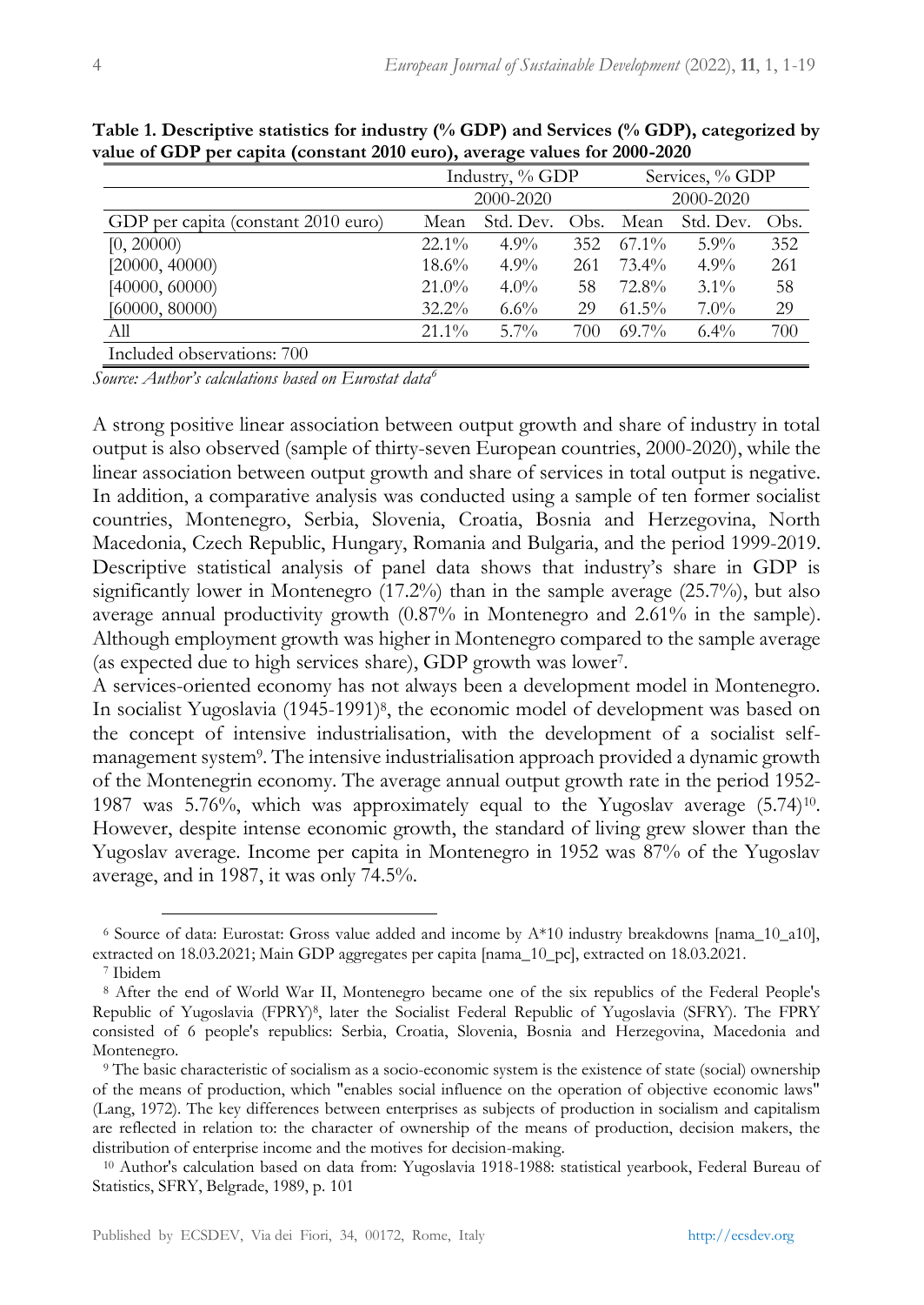**Table 1. Descriptive statistics for industry (% GDP) and Services (% GDP), categorized by value of GDP per capita (constant 2010 euro), average values for 2000-2020**

| | Industry, % GDP | | | Services, % GDP | | |
|---|---|---|---|---|---|---|
| | 2000-2020 | | | 2000-2020 | | |
| GDP per capita (constant 2010 euro) | Mean | Std. Dev. | Obs. | Mean | Std. Dev. | Obs. |
| [0, 20000) | 22.1% | 4.9% | 352 | 67.1% | 5.9% | 352 |
| [20000, 40000) | 18.6% | 4.9% | 261 | 73.4% | 4.9% | 261 |
| [40000, 60000) | 21.0% | 4.0% | 58 | 72.8% | 3.1% | 58 |
| [60000, 80000) | 32.2% | 6.6% | 29 | 61.5% | 7.0% | 29 |
| All | 21.1% | 5.7% | 700 | 69.7% | 6.4% | 700 |
| Included observations: 700 | | | | | | |

*Source: Author's calculations based on Eurostat data*[6]

A strong positive linear association between output growth and share of industry in total output is also observed (sample of thirty-seven European countries, 2000-2020), while the linear association between output growth and share of services in total output is negative. In addition, a comparative analysis was conducted using a sample of ten former socialist countries, Montenegro, Serbia, Slovenia, Croatia, Bosnia and Herzegovina, North Macedonia, Czech Republic, Hungary, Romania and Bulgaria, and the period 1999-2019. Descriptive statistical analysis of panel data shows that industry's share in GDP is significantly lower in Montenegro (17.2%) than in the sample average (25.7%), but also average annual productivity growth (0.87% in Montenegro and 2.61% in the sample). Although employment growth was higher in Montenegro compared to the sample average (as expected due to high services share), GDP growth was lower[7].

A services-oriented economy has not always been a development model in Montenegro. In socialist Yugoslavia (1945-1991)[8], the economic model of development was based on the concept of intensive industrialisation, with the development of a socialist self-management system[9]. The intensive industrialisation approach provided a dynamic growth of the Montenegrin economy. The average annual output growth rate in the period 1952-1987 was 5.76%, which was approximately equal to the Yugoslav average (5.74)[10]. However, despite intense economic growth, the standard of living grew slower than the Yugoslav average. Income per capita in Montenegro in 1952 was 87% of the Yugoslav average, and in 1987, it was only 74.5%.

---

[6] Source of data: Eurostat: Gross value added and income by A*10 industry breakdowns [nama_10_a10], extracted on 18.03.2021; Main GDP aggregates per capita [nama_10_pc], extracted on 18.03.2021.

[7] Ibidem

[8] After the end of World War II, Montenegro became one of the six republics of the Federal People's Republic of Yugoslavia (FPRY)[8], later the Socialist Federal Republic of Yugoslavia (SFRY). The FPRY consisted of 6 people's republics: Serbia, Croatia, Slovenia, Bosnia and Herzegovina, Macedonia and Montenegro.

[9] The basic characteristic of socialism as a socio-economic system is the existence of state (social) ownership of the means of production, which "enables social influence on the operation of objective economic laws" (Lang, 1972). The key differences between enterprises as subjects of production in socialism and capitalism are reflected in relation to: the character of ownership of the means of production, decision makers, the distribution of enterprise income and the motives for decision-making.

[10] Author's calculation based on data from: Yugoslavia 1918-1988: statistical yearbook, Federal Bureau of Statistics, SFRY, Belgrade, 1989, p. 101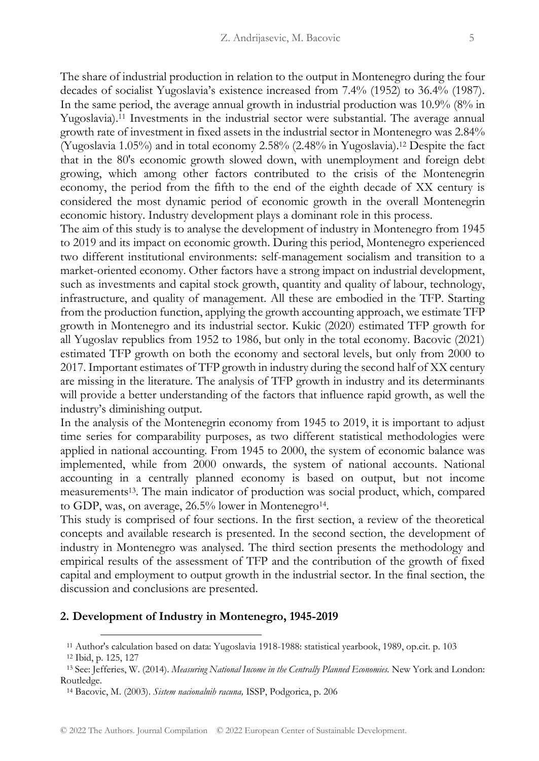The share of industrial production in relation to the output in Montenegro during the four decades of socialist Yugoslavia's existence increased from 7.4% (1952) to 36.4% (1987). In the same period, the average annual growth in industrial production was 10.9% (8% in Yugoslavia).[11] Investments in the industrial sector were substantial. The average annual growth rate of investment in fixed assets in the industrial sector in Montenegro was 2.84% (Yugoslavia 1.05%) and in total economy 2.58% (2.48% in Yugoslavia).[12] Despite the fact that in the 80's economic growth slowed down, with unemployment and foreign debt growing, which among other factors contributed to the crisis of the Montenegrin economy, the period from the fifth to the end of the eighth decade of XX century is considered the most dynamic period of economic growth in the overall Montenegrin economic history. Industry development plays a dominant role in this process.

The aim of this study is to analyse the development of industry in Montenegro from 1945 to 2019 and its impact on economic growth. During this period, Montenegro experienced two different institutional environments: self-management socialism and transition to a market-oriented economy. Other factors have a strong impact on industrial development, such as investments and capital stock growth, quantity and quality of labour, technology, infrastructure, and quality of management. All these are embodied in the TFP. Starting from the production function, applying the growth accounting approach, we estimate TFP growth in Montenegro and its industrial sector. Kukic (2020) estimated TFP growth for all Yugoslav republics from 1952 to 1986, but only in the total economy. Bacovic (2021) estimated TFP growth on both the economy and sectoral levels, but only from 2000 to 2017. Important estimates of TFP growth in industry during the second half of XX century are missing in the literature. The analysis of TFP growth in industry and its determinants will provide a better understanding of the factors that influence rapid growth, as well the industry's diminishing output.

In the analysis of the Montenegrin economy from 1945 to 2019, it is important to adjust time series for comparability purposes, as two different statistical methodologies were applied in national accounting. From 1945 to 2000, the system of economic balance was implemented, while from 2000 onwards, the system of national accounts. National accounting in a centrally planned economy is based on output, but not income measurements[13]. The main indicator of production was social product, which, compared to GDP, was, on average, 26.5% lower in Montenegro[14].

This study is comprised of four sections. In the first section, a review of the theoretical concepts and available research is presented. In the second section, the development of industry in Montenegro was analysed. The third section presents the methodology and empirical results of the assessment of TFP and the contribution of the growth of fixed capital and employment to output growth in the industrial sector. In the final section, the discussion and conclusions are presented.

## 2. Development of Industry in Montenegro, 1945-2019

---

[11] Author's calculation based on data: Yugoslavia 1918-1988: statistical yearbook, 1989, op.cit. p. 103

[12] Ibid, p. 125, 127

[13] See: Jefferies, W. (2014). *Measuring National Income in the Centrally Planned Economies.* New York and London: Routledge.

[14] Bacovic, M. (2003). *Sistem nacionalnih racuna,* ISSP, Podgorica, p. 206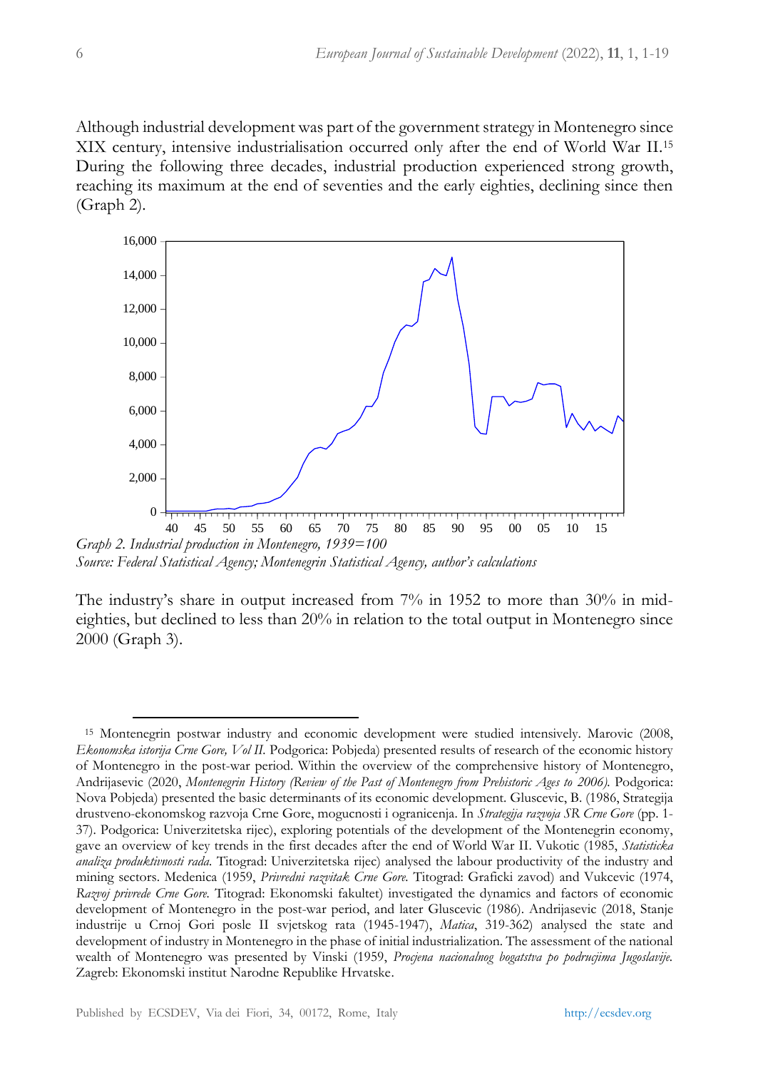Although industrial development was part of the government strategy in Montenegro since XIX century, intensive industrialisation occurred only after the end of World War II.[15] During the following three decades, industrial production experienced strong growth, reaching its maximum at the end of seventies and the early eighties, declining since then (Graph 2).

*Graph 2. Industrial production in Montenegro, 1939=100*

*Source: Federal Statistical Agency; Montenegrin Statistical Agency, author's calculations*

The industry's share in output increased from 7% in 1952 to more than 30% in mid-eighties, but declined to less than 20% in relation to the total output in Montenegro since 2000 (Graph 3).

---

[15] Montenegrin postwar industry and economic development were studied intensively. Marovic (2008, *Ekonomska istorija Crne Gore, Vol II.* Podgorica: Pobjeda) presented results of research of the economic history of Montenegro in the post-war period. Within the overview of the comprehensive history of Montenegro, Andrijasevic (2020, *Montenegrin History (Review of the Past of Montenegro from Prehistoric Ages to 2006).* Podgorica: Nova Pobjeda) presented the basic determinants of its economic development. Gluscevic, B. (1986, Strategija drustveno-ekonomskog razvoja Crne Gore, mogucnosti i ogranicenja. In *Strategija razvoja SR Crne Gore* (pp. 1-37). Podgorica: Univerzitetska rijec), exploring potentials of the development of the Montenegrin economy, gave an overview of key trends in the first decades after the end of World War II. Vukotic (1985, *Statisticka analiza produktivnosti rada.* Titograd: Univerzitetska rijec) analysed the labour productivity of the industry and mining sectors. Medenica (1959, *Privredni razvitak Crne Gore.* Titograd: Graficki zavod) and Vukcevic (1974, *Razvoj privrede Crne Gore.* Titograd: Ekonomski fakultet) investigated the dynamics and factors of economic development of Montenegro in the post-war period, and later Gluscevic (1986). Andrijasevic (2018, Stanje industrije u Crnoj Gori posle II svjetskog rata (1945-1947), *Matica*, 319-362) analysed the state and development of industry in Montenegro in the phase of initial industrialization. The assessment of the national wealth of Montenegro was presented by Vinski (1959, *Procjena nacionalnog bogatstva po podrucjima Jugoslavije.* Zagreb: Ekonomski institut Narodne Republike Hrvatske.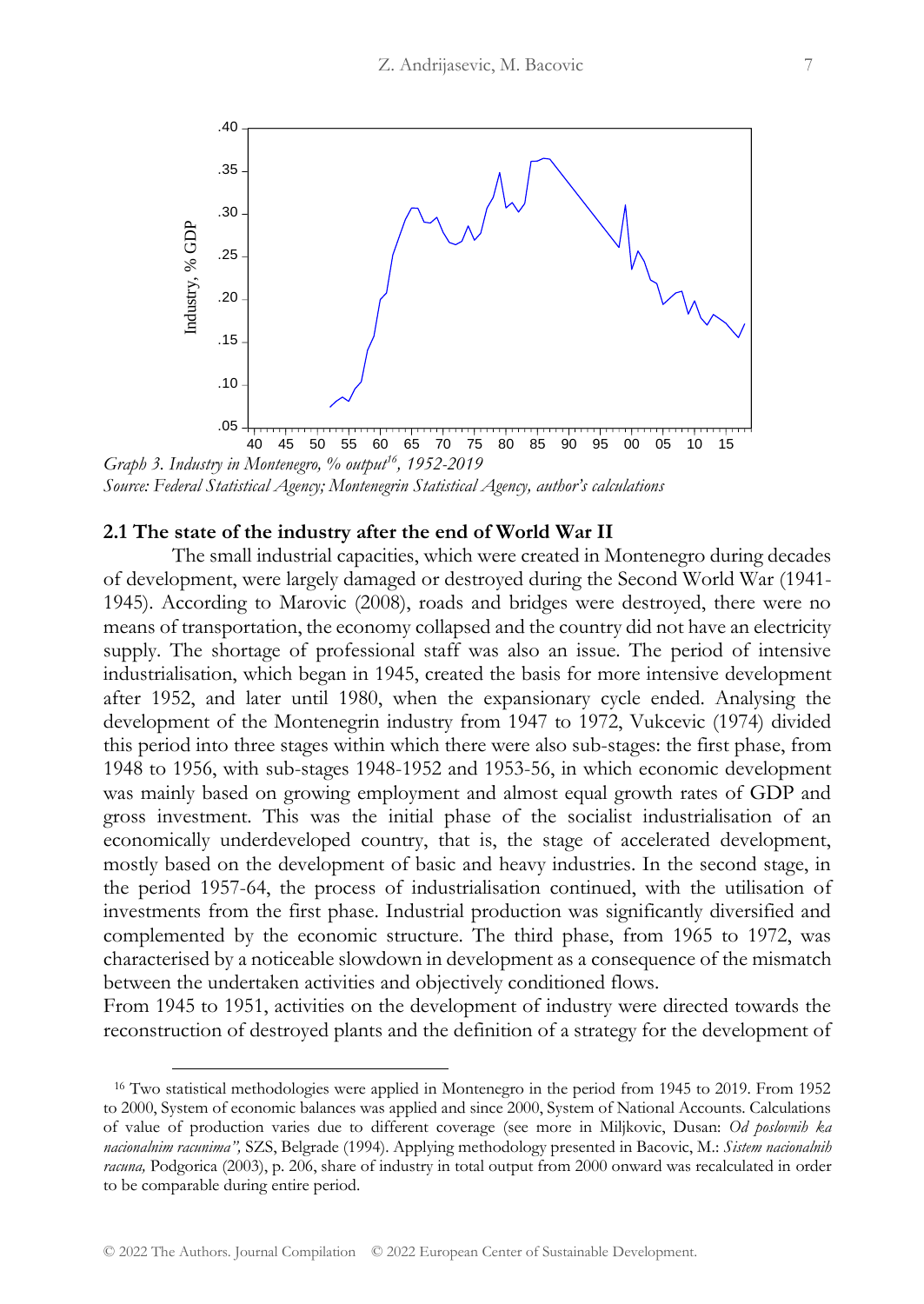Industry, % GDP

.40
.35
.30
.25
.20
.15
.10
.05

40 45 50 55 60 65 70 75 80 85 90 95 00 05 10 15

*Graph 3. Industry in Montenegro, % output[16], 1952-2019*
*Source: Federal Statistical Agency; Montenegrin Statistical Agency, author's calculations*

### 2.1 The state of the industry after the end of World War II

The small industrial capacities, which were created in Montenegro during decades of development, were largely damaged or destroyed during the Second World War (1941-1945). According to Marovic (2008), roads and bridges were destroyed, there were no means of transportation, the economy collapsed and the country did not have an electricity supply. The shortage of professional staff was also an issue. The period of intensive industrialisation, which began in 1945, created the basis for more intensive development after 1952, and later until 1980, when the expansionary cycle ended. Analysing the development of the Montenegrin industry from 1947 to 1972, Vukcevic (1974) divided this period into three stages within which there were also sub-stages: the first phase, from 1948 to 1956, with sub-stages 1948-1952 and 1953-56, in which economic development was mainly based on growing employment and almost equal growth rates of GDP and gross investment. This was the initial phase of the socialist industrialisation of an economically underdeveloped country, that is, the stage of accelerated development, mostly based on the development of basic and heavy industries. In the second stage, in the period 1957-64, the process of industrialisation continued, with the utilisation of investments from the first phase. Industrial production was significantly diversified and complemented by the economic structure. The third phase, from 1965 to 1972, was characterised by a noticeable slowdown in development as a consequence of the mismatch between the undertaken activities and objectively conditioned flows.

From 1945 to 1951, activities on the development of industry were directed towards the reconstruction of destroyed plants and the definition of a strategy for the development of

---

[16] Two statistical methodologies were applied in Montenegro in the period from 1945 to 2019. From 1952 to 2000, System of economic balances was applied and since 2000, System of National Accounts. Calculations of value of production varies due to different coverage (see more in Miljkovic, Dusan: *Od poslovnih ka nacionalnim racunima",* SZS, Belgrade (1994). Applying methodology presented in Bacovic, M.: *Sistem nacionalnih racuna,* Podgorica (2003), p. 206, share of industry in total output from 2000 onward was recalculated in order to be comparable during entire period.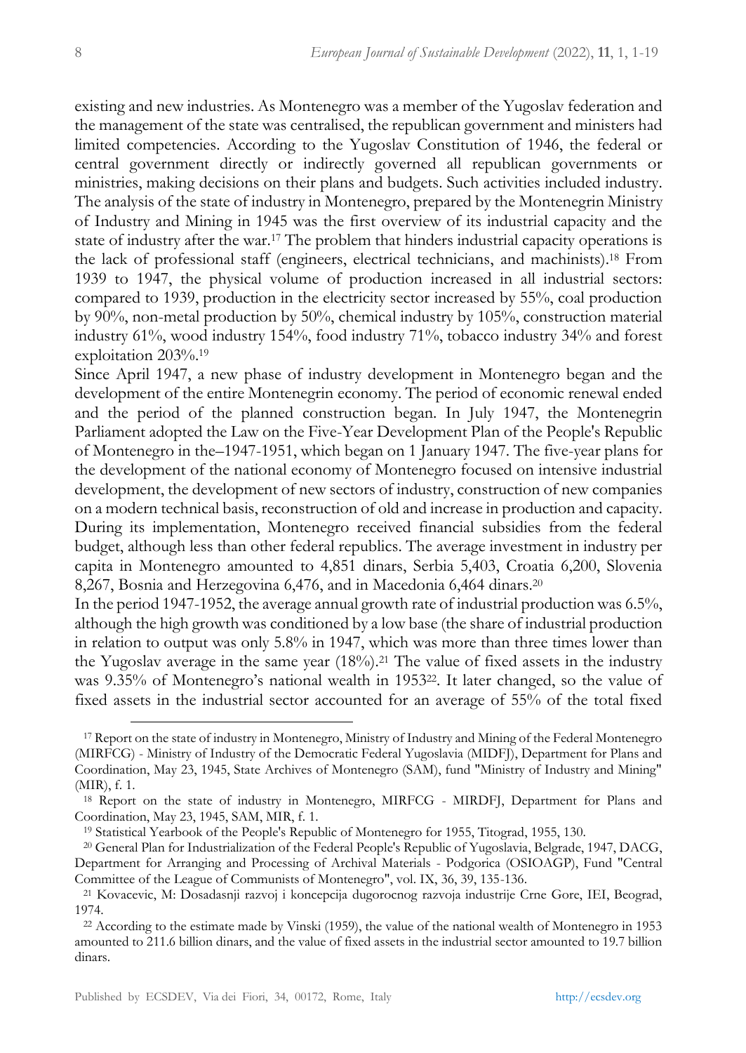existing and new industries. As Montenegro was a member of the Yugoslav federation and the management of the state was centralised, the republican government and ministers had limited competencies. According to the Yugoslav Constitution of 1946, the federal or central government directly or indirectly governed all republican governments or ministries, making decisions on their plans and budgets. Such activities included industry. The analysis of the state of industry in Montenegro, prepared by the Montenegrin Ministry of Industry and Mining in 1945 was the first overview of its industrial capacity and the state of industry after the war.[17] The problem that hinders industrial capacity operations is the lack of professional staff (engineers, electrical technicians, and machinists).[18] From 1939 to 1947, the physical volume of production increased in all industrial sectors: compared to 1939, production in the electricity sector increased by 55%, coal production by 90%, non-metal production by 50%, chemical industry by 105%, construction material industry 61%, wood industry 154%, food industry 71%, tobacco industry 34% and forest exploitation 203%.[19]

Since April 1947, a new phase of industry development in Montenegro began and the development of the entire Montenegrin economy. The period of economic renewal ended and the period of the planned construction began. In July 1947, the Montenegrin Parliament adopted the Law on the Five-Year Development Plan of the People's Republic of Montenegro in the–1947-1951, which began on 1 January 1947. The five-year plans for the development of the national economy of Montenegro focused on intensive industrial development, the development of new sectors of industry, construction of new companies on a modern technical basis, reconstruction of old and increase in production and capacity. During its implementation, Montenegro received financial subsidies from the federal budget, although less than other federal republics. The average investment in industry per capita in Montenegro amounted to 4,851 dinars, Serbia 5,403, Croatia 6,200, Slovenia 8,267, Bosnia and Herzegovina 6,476, and in Macedonia 6,464 dinars.[20]

In the period 1947-1952, the average annual growth rate of industrial production was 6.5%, although the high growth was conditioned by a low base (the share of industrial production in relation to output was only 5.8% in 1947, which was more than three times lower than the Yugoslav average in the same year (18%).[21] The value of fixed assets in the industry was 9.35% of Montenegro's national wealth in 1953[22]. It later changed, so the value of fixed assets in the industrial sector accounted for an average of 55% of the total fixed

---

[17] Report on the state of industry in Montenegro, Ministry of Industry and Mining of the Federal Montenegro (MIRFCG) - Ministry of Industry of the Democratic Federal Yugoslavia (MIDFJ), Department for Plans and Coordination, May 23, 1945, State Archives of Montenegro (SAM), fund "Ministry of Industry and Mining" (MIR), f. 1.

[18] Report on the state of industry in Montenegro, MIRFCG - MIRDFJ, Department for Plans and Coordination, May 23, 1945, SAM, MIR, f. 1.

[19] Statistical Yearbook of the People's Republic of Montenegro for 1955, Titograd, 1955, 130.

[20] General Plan for Industrialization of the Federal People's Republic of Yugoslavia, Belgrade, 1947, DACG, Department for Arranging and Processing of Archival Materials - Podgorica (OSIOAGP), Fund "Central Committee of the League of Communists of Montenegro", vol. IX, 36, 39, 135-136.

[21] Kovacevic, M: Dosadasnji razvoj i koncepcija dugorocnog razvoja industrije Crne Gore, IEI, Beograd, 1974.

[22] According to the estimate made by Vinski (1959), the value of the national wealth of Montenegro in 1953 amounted to 211.6 billion dinars, and the value of fixed assets in the industrial sector amounted to 19.7 billion dinars.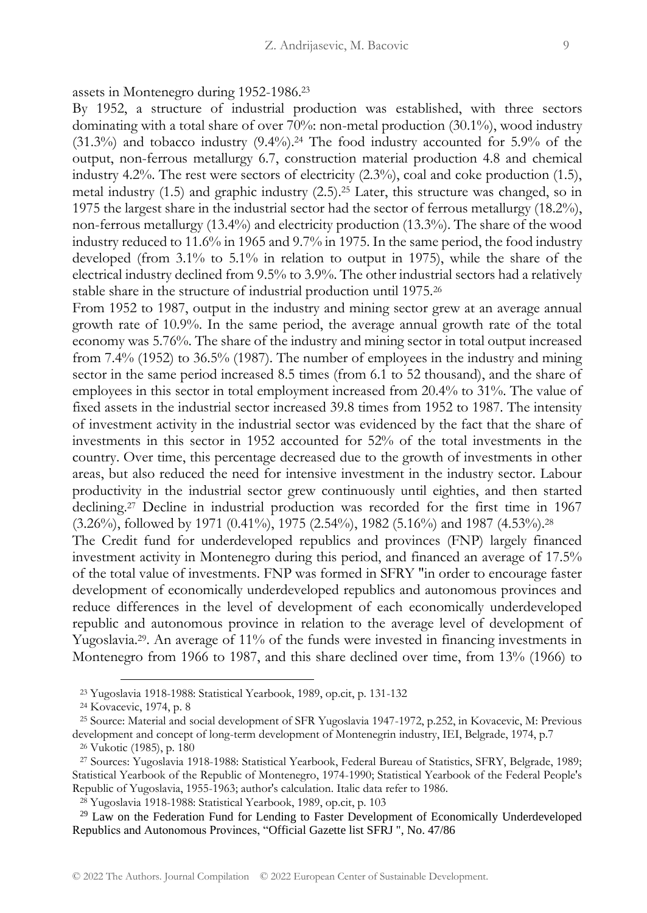assets in Montenegro during 1952-1986.[23]

By 1952, a structure of industrial production was established, with three sectors dominating with a total share of over 70%: non-metal production (30.1%), wood industry (31.3%) and tobacco industry (9.4%).[24] The food industry accounted for 5.9% of the output, non-ferrous metallurgy 6.7, construction material production 4.8 and chemical industry 4.2%. The rest were sectors of electricity (2.3%), coal and coke production (1.5), metal industry (1.5) and graphic industry (2.5).[25] Later, this structure was changed, so in 1975 the largest share in the industrial sector had the sector of ferrous metallurgy (18.2%), non-ferrous metallurgy (13.4%) and electricity production (13.3%). The share of the wood industry reduced to 11.6% in 1965 and 9.7% in 1975. In the same period, the food industry developed (from 3.1% to 5.1% in relation to output in 1975), while the share of the electrical industry declined from 9.5% to 3.9%. The other industrial sectors had a relatively stable share in the structure of industrial production until 1975.[26]

From 1952 to 1987, output in the industry and mining sector grew at an average annual growth rate of 10.9%. In the same period, the average annual growth rate of the total economy was 5.76%. The share of the industry and mining sector in total output increased from 7.4% (1952) to 36.5% (1987). The number of employees in the industry and mining sector in the same period increased 8.5 times (from 6.1 to 52 thousand), and the share of employees in this sector in total employment increased from 20.4% to 31%. The value of fixed assets in the industrial sector increased 39.8 times from 1952 to 1987. The intensity of investment activity in the industrial sector was evidenced by the fact that the share of investments in this sector in 1952 accounted for 52% of the total investments in the country. Over time, this percentage decreased due to the growth of investments in other areas, but also reduced the need for intensive investment in the industry sector. Labour productivity in the industrial sector grew continuously until eighties, and then started declining.[27] Decline in industrial production was recorded for the first time in 1967 (3.26%), followed by 1971 (0.41%), 1975 (2.54%), 1982 (5.16%) and 1987 (4.53%).[28]

The Credit fund for underdeveloped republics and provinces (FNP) largely financed investment activity in Montenegro during this period, and financed an average of 17.5% of the total value of investments. FNP was formed in SFRY "in order to encourage faster development of economically underdeveloped republics and autonomous provinces and reduce differences in the level of development of each economically underdeveloped republic and autonomous province in relation to the average level of development of Yugoslavia.[29]. An average of 11% of the funds were invested in financing investments in Montenegro from 1966 to 1987, and this share declined over time, from 13% (1966) to

---

[23] Yugoslavia 1918-1988: Statistical Yearbook, 1989, op.cit, p. 131-132

[24] Kovacevic, 1974, p. 8

[25] Source: Material and social development of SFR Yugoslavia 1947-1972, p.252, in Kovacevic, M: Previous development and concept of long-term development of Montenegrin industry, IEI, Belgrade, 1974, p.7

[26] Vukotic (1985), p. 180

[27] Sources: Yugoslavia 1918-1988: Statistical Yearbook, Federal Bureau of Statistics, SFRY, Belgrade, 1989; Statistical Yearbook of the Republic of Montenegro, 1974-1990; Statistical Yearbook of the Federal People's Republic of Yugoslavia, 1955-1963; author's calculation. Italic data refer to 1986.

[28] Yugoslavia 1918-1988: Statistical Yearbook, 1989, op.cit, p. 103

[29] Law on the Federation Fund for Lending to Faster Development of Economically Underdeveloped Republics and Autonomous Provinces, "Official Gazette list SFRJ ", No. 47/86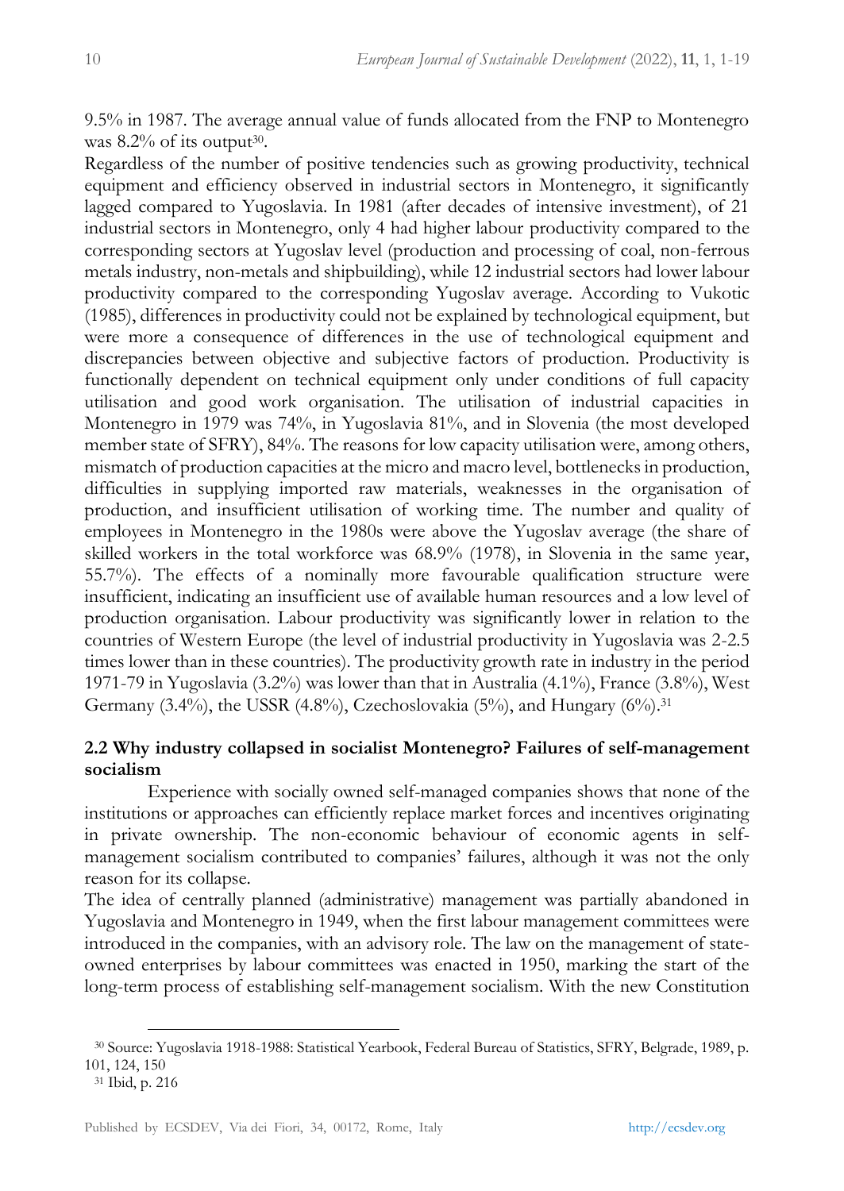9.5% in 1987. The average annual value of funds allocated from the FNP to Montenegro was 8.2% of its output[30].

Regardless of the number of positive tendencies such as growing productivity, technical equipment and efficiency observed in industrial sectors in Montenegro, it significantly lagged compared to Yugoslavia. In 1981 (after decades of intensive investment), of 21 industrial sectors in Montenegro, only 4 had higher labour productivity compared to the corresponding sectors at Yugoslav level (production and processing of coal, non-ferrous metals industry, non-metals and shipbuilding), while 12 industrial sectors had lower labour productivity compared to the corresponding Yugoslav average. According to Vukotic (1985), differences in productivity could not be explained by technological equipment, but were more a consequence of differences in the use of technological equipment and discrepancies between objective and subjective factors of production. Productivity is functionally dependent on technical equipment only under conditions of full capacity utilisation and good work organisation. The utilisation of industrial capacities in Montenegro in 1979 was 74%, in Yugoslavia 81%, and in Slovenia (the most developed member state of SFRY), 84%. The reasons for low capacity utilisation were, among others, mismatch of production capacities at the micro and macro level, bottlenecks in production, difficulties in supplying imported raw materials, weaknesses in the organisation of production, and insufficient utilisation of working time. The number and quality of employees in Montenegro in the 1980s were above the Yugoslav average (the share of skilled workers in the total workforce was 68.9% (1978), in Slovenia in the same year, 55.7%). The effects of a nominally more favourable qualification structure were insufficient, indicating an insufficient use of available human resources and a low level of production organisation. Labour productivity was significantly lower in relation to the countries of Western Europe (the level of industrial productivity in Yugoslavia was 2-2.5 times lower than in these countries). The productivity growth rate in industry in the period 1971-79 in Yugoslavia (3.2%) was lower than that in Australia (4.1%), France (3.8%), West Germany (3.4%), the USSR (4.8%), Czechoslovakia (5%), and Hungary (6%).[31]

## 2.2 Why industry collapsed in socialist Montenegro? Failures of self-management socialism

Experience with socially owned self-managed companies shows that none of the institutions or approaches can efficiently replace market forces and incentives originating in private ownership. The non-economic behaviour of economic agents in self-management socialism contributed to companies' failures, although it was not the only reason for its collapse.

The idea of centrally planned (administrative) management was partially abandoned in Yugoslavia and Montenegro in 1949, when the first labour management committees were introduced in the companies, with an advisory role. The law on the management of state-owned enterprises by labour committees was enacted in 1950, marking the start of the long-term process of establishing self-management socialism. With the new Constitution

---

[30] Source: Yugoslavia 1918-1988: Statistical Yearbook, Federal Bureau of Statistics, SFRY, Belgrade, 1989, p. 101, 124, 150

[31] Ibid, p. 216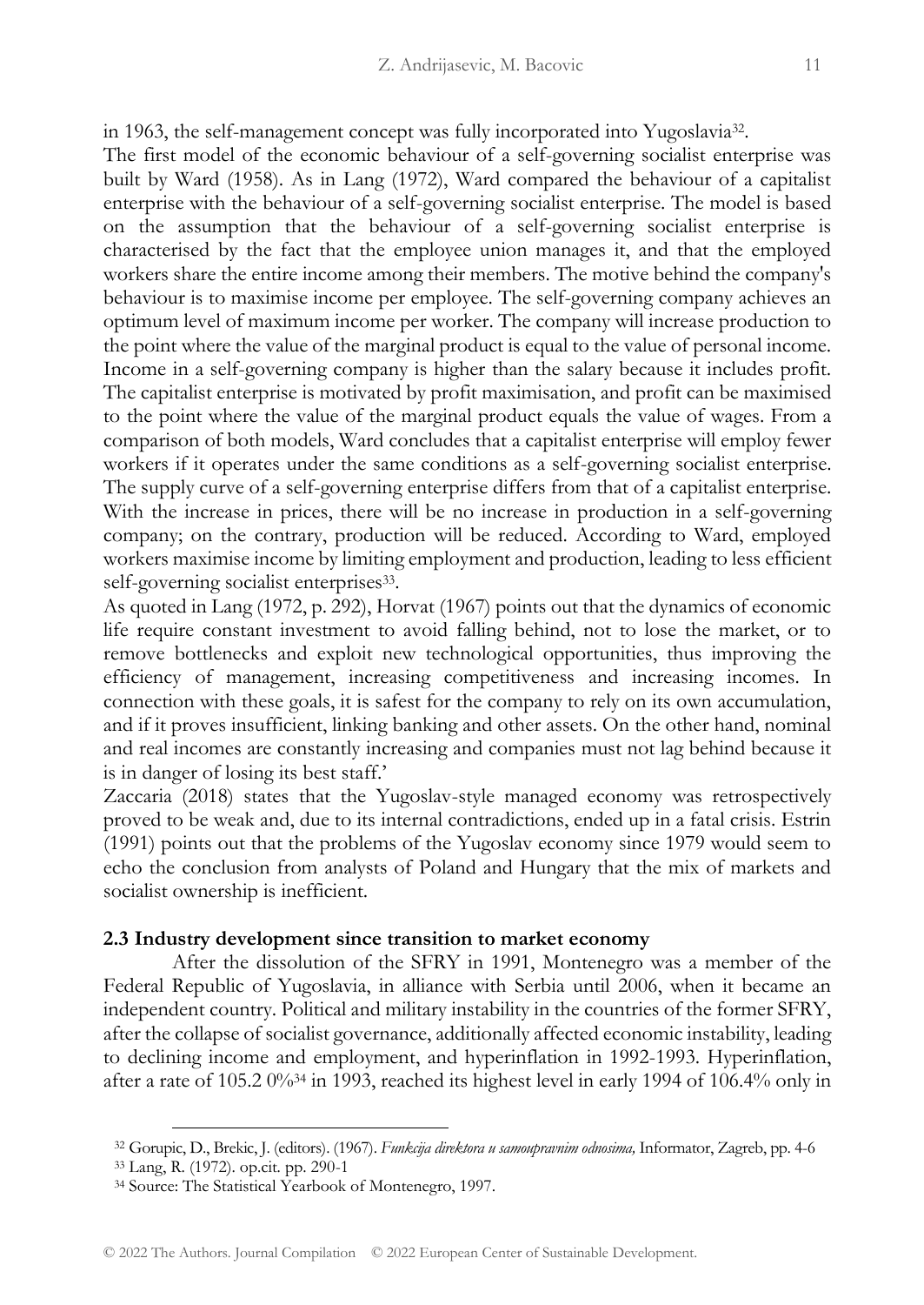in 1963, the self-management concept was fully incorporated into Yugoslavia[32].

The first model of the economic behaviour of a self-governing socialist enterprise was built by Ward (1958). As in Lang (1972), Ward compared the behaviour of a capitalist enterprise with the behaviour of a self-governing socialist enterprise. The model is based on the assumption that the behaviour of a self-governing socialist enterprise is characterised by the fact that the employee union manages it, and that the employed workers share the entire income among their members. The motive behind the company's behaviour is to maximise income per employee. The self-governing company achieves an optimum level of maximum income per worker. The company will increase production to the point where the value of the marginal product is equal to the value of personal income. Income in a self-governing company is higher than the salary because it includes profit. The capitalist enterprise is motivated by profit maximisation, and profit can be maximised to the point where the value of the marginal product equals the value of wages. From a comparison of both models, Ward concludes that a capitalist enterprise will employ fewer workers if it operates under the same conditions as a self-governing socialist enterprise. The supply curve of a self-governing enterprise differs from that of a capitalist enterprise. With the increase in prices, there will be no increase in production in a self-governing company; on the contrary, production will be reduced. According to Ward, employed workers maximise income by limiting employment and production, leading to less efficient self-governing socialist enterprises[33].

As quoted in Lang (1972, p. 292), Horvat (1967) points out that the dynamics of economic life require constant investment to avoid falling behind, not to lose the market, or to remove bottlenecks and exploit new technological opportunities, thus improving the efficiency of management, increasing competitiveness and increasing incomes. In connection with these goals, it is safest for the company to rely on its own accumulation, and if it proves insufficient, linking banking and other assets. On the other hand, nominal and real incomes are constantly increasing and companies must not lag behind because it is in danger of losing its best staff.'

Zaccaria (2018) states that the Yugoslav-style managed economy was retrospectively proved to be weak and, due to its internal contradictions, ended up in a fatal crisis. Estrin (1991) points out that the problems of the Yugoslav economy since 1979 would seem to echo the conclusion from analysts of Poland and Hungary that the mix of markets and socialist ownership is inefficient.

### 2.3 Industry development since transition to market economy

After the dissolution of the SFRY in 1991, Montenegro was a member of the Federal Republic of Yugoslavia, in alliance with Serbia until 2006, when it became an independent country. Political and military instability in the countries of the former SFRY, after the collapse of socialist governance, additionally affected economic instability, leading to declining income and employment, and hyperinflation in 1992-1993. Hyperinflation, after a rate of 105.2 0%[34] in 1993, reached its highest level in early 1994 of 106.4% only in

---

[32] Gorupic, D., Brekic, J. (editors). (1967). *Funkcija direktora u samoupravnim odnosima,* Informator, Zagreb, pp. 4-6

[33] Lang, R. (1972). op.cit. pp. 290-1

[34] Source: The Statistical Yearbook of Montenegro, 1997.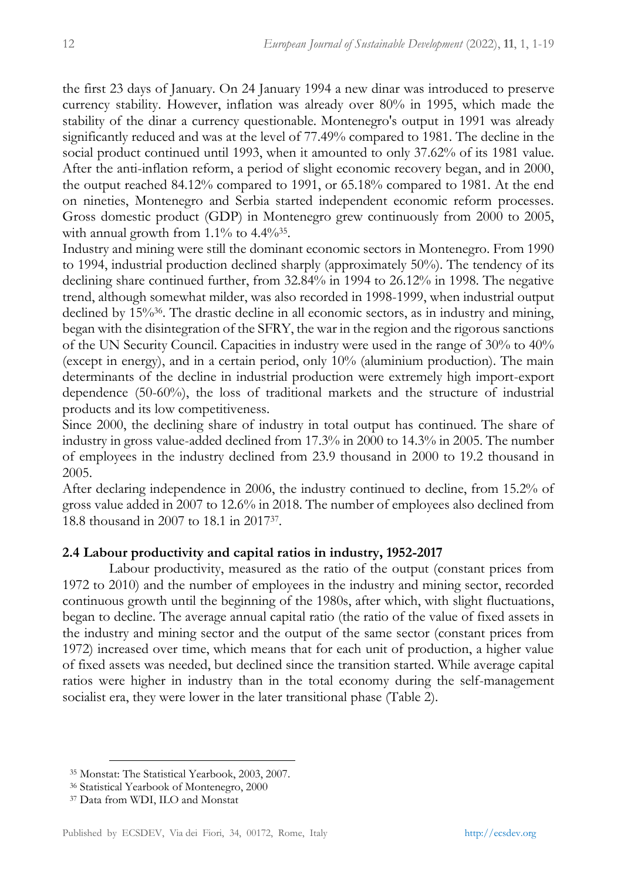the first 23 days of January. On 24 January 1994 a new dinar was introduced to preserve currency stability. However, inflation was already over 80% in 1995, which made the stability of the dinar a currency questionable. Montenegro's output in 1991 was already significantly reduced and was at the level of 77.49% compared to 1981. The decline in the social product continued until 1993, when it amounted to only 37.62% of its 1981 value. After the anti-inflation reform, a period of slight economic recovery began, and in 2000, the output reached 84.12% compared to 1991, or 65.18% compared to 1981. At the end on nineties, Montenegro and Serbia started independent economic reform processes. Gross domestic product (GDP) in Montenegro grew continuously from 2000 to 2005, with annual growth from 1.1% to 4.4%[35].

Industry and mining were still the dominant economic sectors in Montenegro. From 1990 to 1994, industrial production declined sharply (approximately 50%). The tendency of its declining share continued further, from 32.84% in 1994 to 26.12% in 1998. The negative trend, although somewhat milder, was also recorded in 1998-1999, when industrial output declined by 15%[36]. The drastic decline in all economic sectors, as in industry and mining, began with the disintegration of the SFRY, the war in the region and the rigorous sanctions of the UN Security Council. Capacities in industry were used in the range of 30% to 40% (except in energy), and in a certain period, only 10% (aluminium production). The main determinants of the decline in industrial production were extremely high import-export dependence (50-60%), the loss of traditional markets and the structure of industrial products and its low competitiveness.

Since 2000, the declining share of industry in total output has continued. The share of industry in gross value-added declined from 17.3% in 2000 to 14.3% in 2005. The number of employees in the industry declined from 23.9 thousand in 2000 to 19.2 thousand in 2005.

After declaring independence in 2006, the industry continued to decline, from 15.2% of gross value added in 2007 to 12.6% in 2018. The number of employees also declined from 18.8 thousand in 2007 to 18.1 in 2017[37].

### 2.4 Labour productivity and capital ratios in industry, 1952-2017

Labour productivity, measured as the ratio of the output (constant prices from 1972 to 2010) and the number of employees in the industry and mining sector, recorded continuous growth until the beginning of the 1980s, after which, with slight fluctuations, began to decline. The average annual capital ratio (the ratio of the value of fixed assets in the industry and mining sector and the output of the same sector (constant prices from 1972) increased over time, which means that for each unit of production, a higher value of fixed assets was needed, but declined since the transition started. While average capital ratios were higher in industry than in the total economy during the self-management socialist era, they were lower in the later transitional phase (Table 2).

---

[35] Monstat: The Statistical Yearbook, 2003, 2007.

[36] Statistical Yearbook of Montenegro, 2000

[37] Data from WDI, ILO and Monstat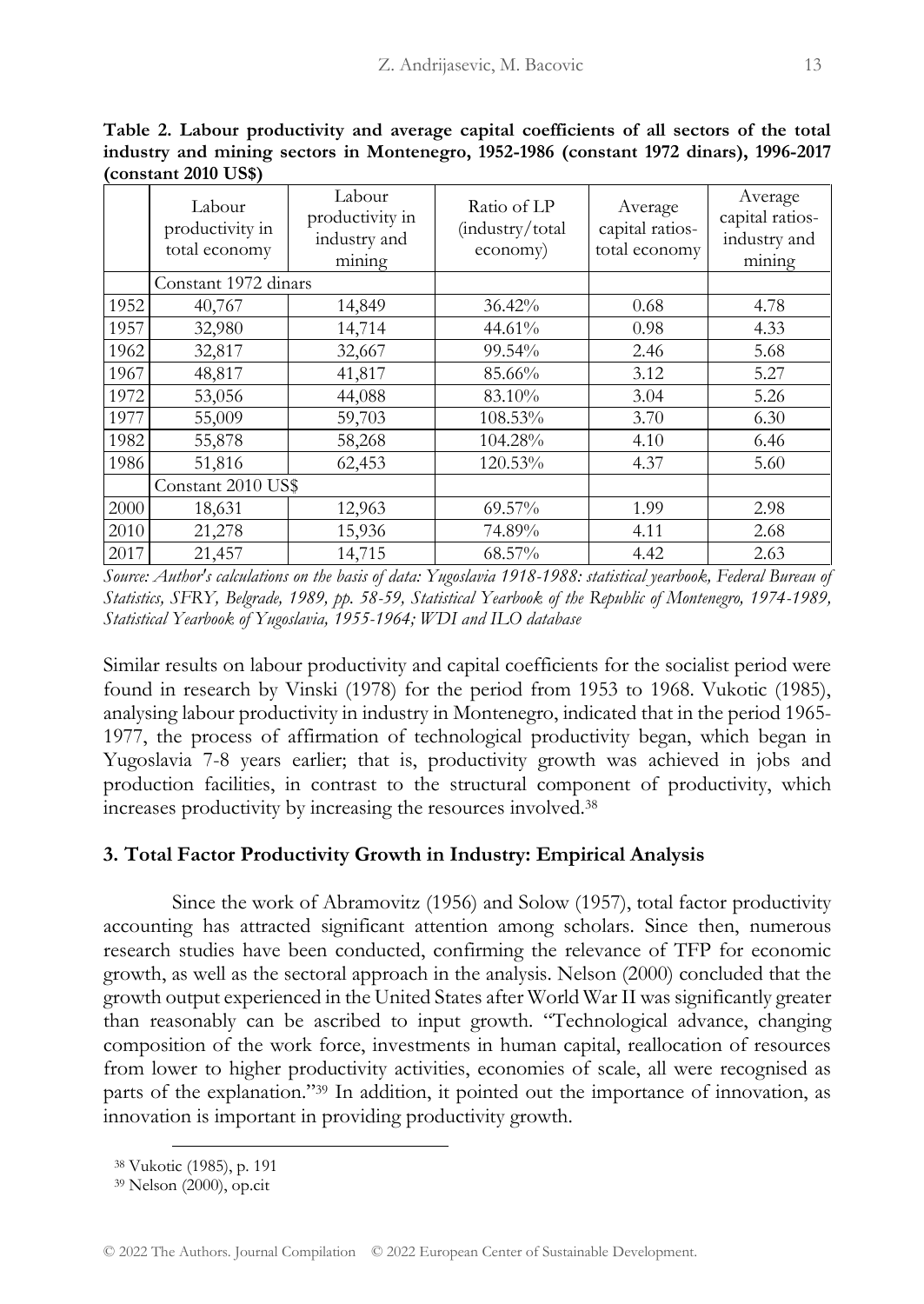**Table 2. Labour productivity and average capital coefficients of all sectors of the total industry and mining sectors in Montenegro, 1952-1986 (constant 1972 dinars), 1996-2017 (constant 2010 US$)**

| | Labour productivity in total economy | Labour productivity in industry and mining | Ratio of LP (industry/total economy) | Average capital ratios-total economy | Average capital ratios-industry and mining |
|---|---|---|---|---|---|
| | Constant 1972 dinars | | | | |
| 1952 | 40,767 | 14,849 | 36.42% | 0.68 | 4.78 |
| 1957 | 32,980 | 14,714 | 44.61% | 0.98 | 4.33 |
| 1962 | 32,817 | 32,667 | 99.54% | 2.46 | 5.68 |
| 1967 | 48,817 | 41,817 | 85.66% | 3.12 | 5.27 |
| 1972 | 53,056 | 44,088 | 83.10% | 3.04 | 5.26 |
| 1977 | 55,009 | 59,703 | 108.53% | 3.70 | 6.30 |
| 1982 | 55,878 | 58,268 | 104.28% | 4.10 | 6.46 |
| 1986 | 51,816 | 62,453 | 120.53% | 4.37 | 5.60 |
| | Constant 2010 US$ | | | | |
| 2000 | 18,631 | 12,963 | 69.57% | 1.99 | 2.98 |
| 2010 | 21,278 | 15,936 | 74.89% | 4.11 | 2.68 |
| 2017 | 21,457 | 14,715 | 68.57% | 4.42 | 2.63 |

*Source: Author's calculations on the basis of data: Yugoslavia 1918-1988: statistical yearbook, Federal Bureau of Statistics, SFRY, Belgrade, 1989, pp. 58-59, Statistical Yearbook of the Republic of Montenegro, 1974-1989, Statistical Yearbook of Yugoslavia, 1955-1964; WDI and ILO database*

Similar results on labour productivity and capital coefficients for the socialist period were found in research by Vinski (1978) for the period from 1953 to 1968. Vukotic (1985), analysing labour productivity in industry in Montenegro, indicated that in the period 1965-1977, the process of affirmation of technological productivity began, which began in Yugoslavia 7-8 years earlier; that is, productivity growth was achieved in jobs and production facilities, in contrast to the structural component of productivity, which increases productivity by increasing the resources involved.[38]

## 3. Total Factor Productivity Growth in Industry: Empirical Analysis

Since the work of Abramovitz (1956) and Solow (1957), total factor productivity accounting has attracted significant attention among scholars. Since then, numerous research studies have been conducted, confirming the relevance of TFP for economic growth, as well as the sectoral approach in the analysis. Nelson (2000) concluded that the growth output experienced in the United States after World War II was significantly greater than reasonably can be ascribed to input growth. "Technological advance, changing composition of the work force, investments in human capital, reallocation of resources from lower to higher productivity activities, economies of scale, all were recognised as parts of the explanation."[39] In addition, it pointed out the importance of innovation, as innovation is important in providing productivity growth.

[38] Vukotic (1985), p. 191

[39] Nelson (2000), op.cit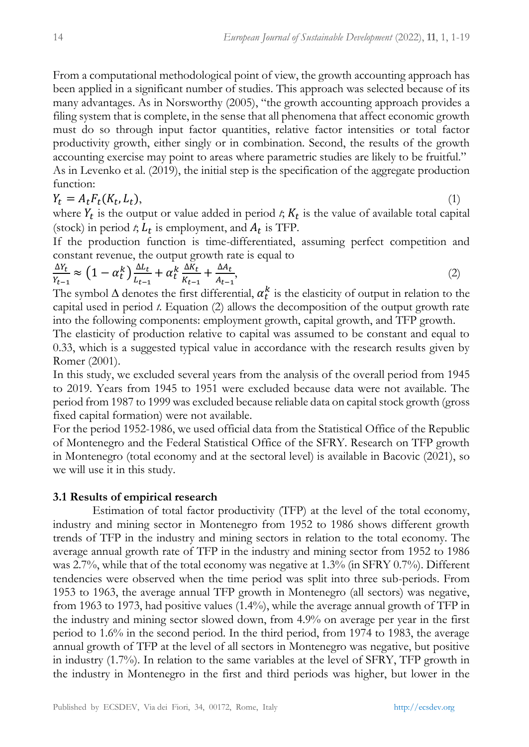From a computational methodological point of view, the growth accounting approach has been applied in a significant number of studies. This approach was selected because of its many advantages. As in Norsworthy (2005), "the growth accounting approach provides a filing system that is complete, in the sense that all phenomena that affect economic growth must do so through input factor quantities, relative factor intensities or total factor productivity growth, either singly or in combination. Second, the results of the growth accounting exercise may point to areas where parametric studies are likely to be fruitful."

As in Levenko et al. (2019), the initial step is the specification of the aggregate production function:

$$Y_t = A_t F_t(K_t, L_t), \tag{1}$$

where $Y_t$ is the output or value added in period *t*; $K_t$ is the value of available total capital (stock) in period *t*; $L_t$ is employment, and $A_t$ is TFP.

If the production function is time-differentiated, assuming perfect competition and constant revenue, the output growth rate is equal to

$$\frac{\Delta Y_t}{Y_{t-1}} \approx \left(1 - \alpha_t^k\right)\frac{\Delta L_t}{L_{t-1}} + \alpha_t^k \frac{\Delta K_t}{K_{t-1}} + \frac{\Delta A_t}{A_{t-1}}, \tag{2}$$

The symbol $\Delta$ denotes the first differential, $\alpha_t^k$ is the elasticity of output in relation to the capital used in period *t*. Equation (2) allows the decomposition of the output growth rate into the following components: employment growth, capital growth, and TFP growth.

The elasticity of production relative to capital was assumed to be constant and equal to 0.33, which is a suggested typical value in accordance with the research results given by Romer (2001).

In this study, we excluded several years from the analysis of the overall period from 1945 to 2019. Years from 1945 to 1951 were excluded because data were not available. The period from 1987 to 1999 was excluded because reliable data on capital stock growth (gross fixed capital formation) were not available.

For the period 1952-1986, we used official data from the Statistical Office of the Republic of Montenegro and the Federal Statistical Office of the SFRY. Research on TFP growth in Montenegro (total economy and at the sectoral level) is available in Bacovic (2021), so we will use it in this study.

### 3.1 Results of empirical research

Estimation of total factor productivity (TFP) at the level of the total economy, industry and mining sector in Montenegro from 1952 to 1986 shows different growth trends of TFP in the industry and mining sectors in relation to the total economy. The average annual growth rate of TFP in the industry and mining sector from 1952 to 1986 was 2.7%, while that of the total economy was negative at 1.3% (in SFRY 0.7%). Different tendencies were observed when the time period was split into three sub-periods. From 1953 to 1963, the average annual TFP growth in Montenegro (all sectors) was negative, from 1963 to 1973, had positive values (1.4%), while the average annual growth of TFP in the industry and mining sector slowed down, from 4.9% on average per year in the first period to 1.6% in the second period. In the third period, from 1974 to 1983, the average annual growth of TFP at the level of all sectors in Montenegro was negative, but positive in industry (1.7%). In relation to the same variables at the level of SFRY, TFP growth in the industry in Montenegro in the first and third periods was higher, but lower in the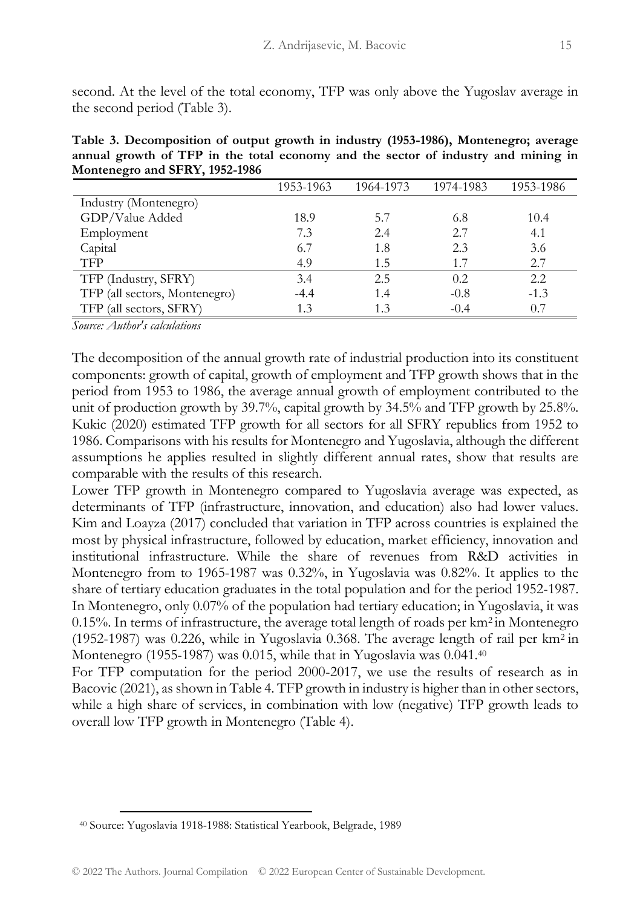second. At the level of the total economy, TFP was only above the Yugoslav average in the second period (Table 3).

**Table 3. Decomposition of output growth in industry (1953-1986), Montenegro; average annual growth of TFP in the total economy and the sector of industry and mining in Montenegro and SFRY, 1952-1986**

| | 1953-1963 | 1964-1973 | 1974-1983 | 1953-1986 |
|---|---|---|---|---|
| Industry (Montenegro) | | | | |
| GDP/Value Added | 18.9 | 5.7 | 6.8 | 10.4 |
| Employment | 7.3 | 2.4 | 2.7 | 4.1 |
| Capital | 6.7 | 1.8 | 2.3 | 3.6 |
| TFP | 4.9 | 1.5 | 1.7 | 2.7 |
| TFP (Industry, SFRY) | 3.4 | 2.5 | 0.2 | 2.2 |
| TFP (all sectors, Montenegro) | -4.4 | 1.4 | -0.8 | -1.3 |
| TFP (all sectors, SFRY) | 1.3 | 1.3 | -0.4 | 0.7 |

*Source: Author's calculations*

The decomposition of the annual growth rate of industrial production into its constituent components: growth of capital, growth of employment and TFP growth shows that in the period from 1953 to 1986, the average annual growth of employment contributed to the unit of production growth by 39.7%, capital growth by 34.5% and TFP growth by 25.8%. Kukic (2020) estimated TFP growth for all sectors for all SFRY republics from 1952 to 1986. Comparisons with his results for Montenegro and Yugoslavia, although the different assumptions he applies resulted in slightly different annual rates, show that results are comparable with the results of this research.

Lower TFP growth in Montenegro compared to Yugoslavia average was expected, as determinants of TFP (infrastructure, innovation, and education) also had lower values. Kim and Loayza (2017) concluded that variation in TFP across countries is explained the most by physical infrastructure, followed by education, market efficiency, innovation and institutional infrastructure. While the share of revenues from R&D activities in Montenegro from to 1965-1987 was 0.32%, in Yugoslavia was 0.82%. It applies to the share of tertiary education graduates in the total population and for the period 1952-1987. In Montenegro, only 0.07% of the population had tertiary education; in Yugoslavia, it was 0.15%. In terms of infrastructure, the average total length of roads per km$^2$ in Montenegro (1952-1987) was 0.226, while in Yugoslavia 0.368. The average length of rail per km$^2$ in Montenegro (1955-1987) was 0.015, while that in Yugoslavia was 0.041.[40]

For TFP computation for the period 2000-2017, we use the results of research as in Bacovic (2021), as shown in Table 4. TFP growth in industry is higher than in other sectors, while a high share of services, in combination with low (negative) TFP growth leads to overall low TFP growth in Montenegro (Table 4).

[40] Source: Yugoslavia 1918-1988: Statistical Yearbook, Belgrade, 1989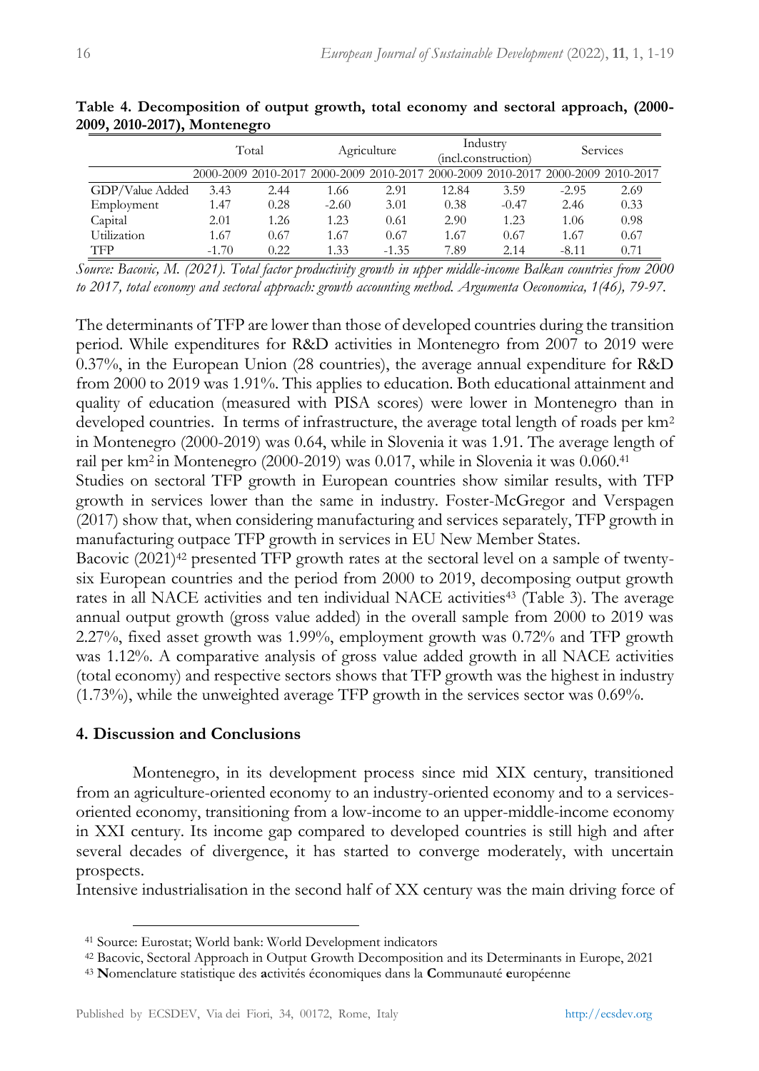**Table 4. Decomposition of output growth, total economy and sectoral approach, (2000-2009, 2010-2017), Montenegro**

| | Total | | Agriculture | | Industry (incl.construction) | | Services | |
|---|---|---|---|---|---|---|---|---|
| | 2000-2009 | 2010-2017 | 2000-2009 | 2010-2017 | 2000-2009 | 2010-2017 | 2000-2009 | 2010-2017 |
| GDP/Value Added | 3.43 | 2.44 | 1.66 | 2.91 | 12.84 | 3.59 | -2.95 | 2.69 |
| Employment | 1.47 | 0.28 | -2.60 | 3.01 | 0.38 | -0.47 | 2.46 | 0.33 |
| Capital | 2.01 | 1.26 | 1.23 | 0.61 | 2.90 | 1.23 | 1.06 | 0.98 |
| Utilization | 1.67 | 0.67 | 1.67 | 0.67 | 1.67 | 0.67 | 1.67 | 0.67 |
| TFP | -1.70 | 0.22 | 1.33 | -1.35 | 7.89 | 2.14 | -8.11 | 0.71 |

*Source: Bacovic, M. (2021). Total factor productivity growth in upper middle-income Balkan countries from 2000 to 2017, total economy and sectoral approach: growth accounting method. Argumenta Oeconomica, 1(46), 79-97.*

The determinants of TFP are lower than those of developed countries during the transition period. While expenditures for R&D activities in Montenegro from 2007 to 2019 were 0.37%, in the European Union (28 countries), the average annual expenditure for R&D from 2000 to 2019 was 1.91%. This applies to education. Both educational attainment and quality of education (measured with PISA scores) were lower in Montenegro than in developed countries. In terms of infrastructure, the average total length of roads per km$^2$ in Montenegro (2000-2019) was 0.64, while in Slovenia it was 1.91. The average length of rail per km$^2$ in Montenegro (2000-2019) was 0.017, while in Slovenia it was 0.060.[41]

Studies on sectoral TFP growth in European countries show similar results, with TFP growth in services lower than the same in industry. Foster-McGregor and Verspagen (2017) show that, when considering manufacturing and services separately, TFP growth in manufacturing outpace TFP growth in services in EU New Member States.

Bacovic (2021)[42] presented TFP growth rates at the sectoral level on a sample of twenty-six European countries and the period from 2000 to 2019, decomposing output growth rates in all NACE activities and ten individual NACE activities[43] (Table 3). The average annual output growth (gross value added) in the overall sample from 2000 to 2019 was 2.27%, fixed asset growth was 1.99%, employment growth was 0.72% and TFP growth was 1.12%. A comparative analysis of gross value added growth in all NACE activities (total economy) and respective sectors shows that TFP growth was the highest in industry (1.73%), while the unweighted average TFP growth in the services sector was 0.69%.

## 4. Discussion and Conclusions

Montenegro, in its development process since mid XIX century, transitioned from an agriculture-oriented economy to an industry-oriented economy and to a services-oriented economy, transitioning from a low-income to an upper-middle-income economy in XXI century. Its income gap compared to developed countries is still high and after several decades of divergence, it has started to converge moderately, with uncertain prospects.

Intensive industrialisation in the second half of XX century was the main driving force of

---

[41] Source: Eurostat; World bank: World Development indicators

[42] Bacovic, Sectoral Approach in Output Growth Decomposition and its Determinants in Europe, 2021

[43] **N**omenclature statistique des **a**ctivités économiques dans la **C**ommunauté **e**uropéenne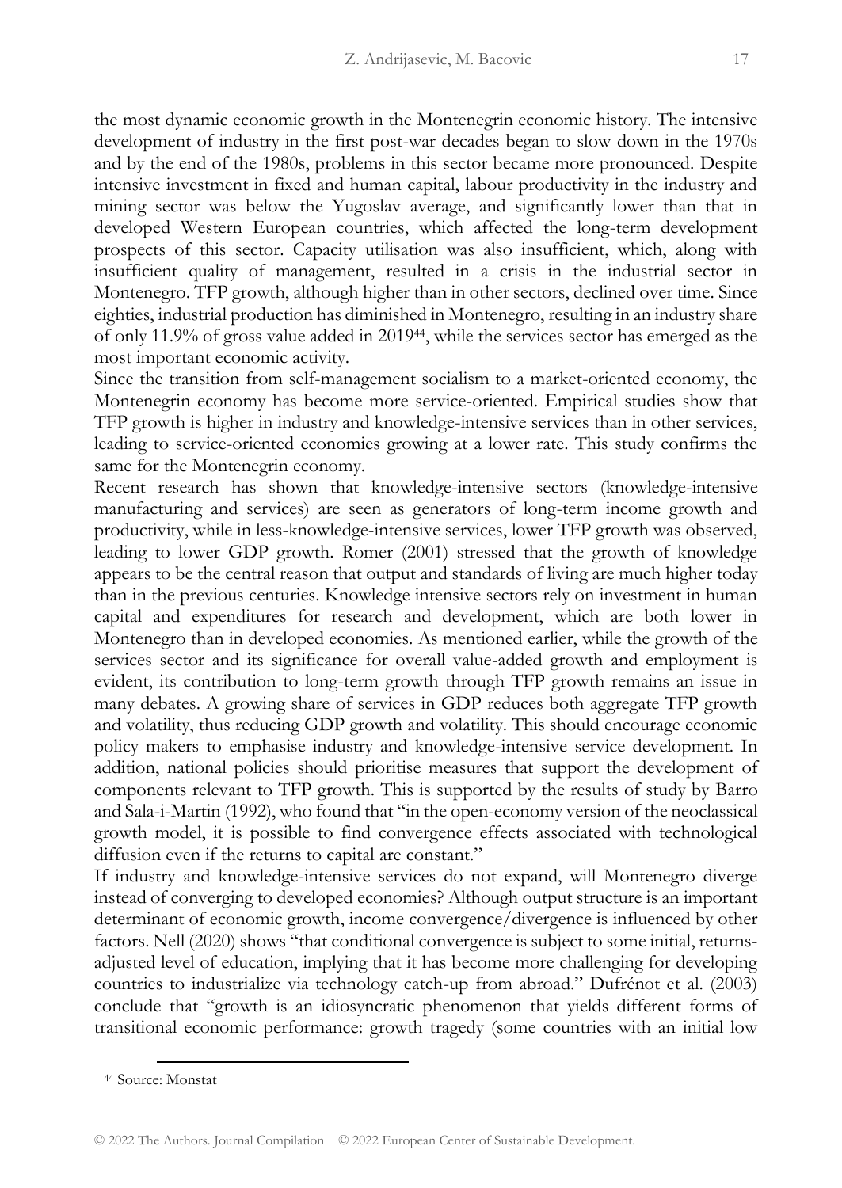the most dynamic economic growth in the Montenegrin economic history. The intensive development of industry in the first post-war decades began to slow down in the 1970s and by the end of the 1980s, problems in this sector became more pronounced. Despite intensive investment in fixed and human capital, labour productivity in the industry and mining sector was below the Yugoslav average, and significantly lower than that in developed Western European countries, which affected the long-term development prospects of this sector. Capacity utilisation was also insufficient, which, along with insufficient quality of management, resulted in a crisis in the industrial sector in Montenegro. TFP growth, although higher than in other sectors, declined over time. Since eighties, industrial production has diminished in Montenegro, resulting in an industry share of only 11.9% of gross value added in 2019[44], while the services sector has emerged as the most important economic activity.

Since the transition from self-management socialism to a market-oriented economy, the Montenegrin economy has become more service-oriented. Empirical studies show that TFP growth is higher in industry and knowledge-intensive services than in other services, leading to service-oriented economies growing at a lower rate. This study confirms the same for the Montenegrin economy.

Recent research has shown that knowledge-intensive sectors (knowledge-intensive manufacturing and services) are seen as generators of long-term income growth and productivity, while in less-knowledge-intensive services, lower TFP growth was observed, leading to lower GDP growth. Romer (2001) stressed that the growth of knowledge appears to be the central reason that output and standards of living are much higher today than in the previous centuries. Knowledge intensive sectors rely on investment in human capital and expenditures for research and development, which are both lower in Montenegro than in developed economies. As mentioned earlier, while the growth of the services sector and its significance for overall value-added growth and employment is evident, its contribution to long-term growth through TFP growth remains an issue in many debates. A growing share of services in GDP reduces both aggregate TFP growth and volatility, thus reducing GDP growth and volatility. This should encourage economic policy makers to emphasise industry and knowledge-intensive service development. In addition, national policies should prioritise measures that support the development of components relevant to TFP growth. This is supported by the results of study by Barro and Sala-i-Martin (1992), who found that "in the open-economy version of the neoclassical growth model, it is possible to find convergence effects associated with technological diffusion even if the returns to capital are constant."

If industry and knowledge-intensive services do not expand, will Montenegro diverge instead of converging to developed economies? Although output structure is an important determinant of economic growth, income convergence/divergence is influenced by other factors. Nell (2020) shows "that conditional convergence is subject to some initial, returns-adjusted level of education, implying that it has become more challenging for developing countries to industrialize via technology catch-up from abroad." Dufrénot et al. (2003) conclude that "growth is an idiosyncratic phenomenon that yields different forms of transitional economic performance: growth tragedy (some countries with an initial low

[44] Source: Monstat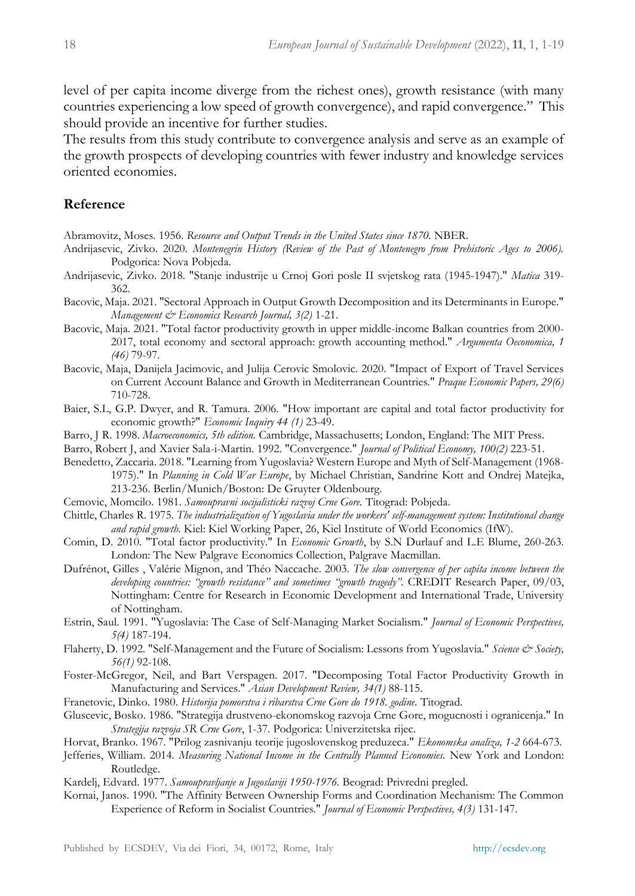level of per capita income diverge from the richest ones), growth resistance (with many countries experiencing a low speed of growth convergence), and rapid convergence." This should provide an incentive for further studies.

The results from this study contribute to convergence analysis and serve as an example of the growth prospects of developing countries with fewer industry and knowledge services oriented economies.

## Reference

Abramovitz, Moses. 1956. *Resource and Output Trends in the United States since 1870.* NBER.

Andrijasevic, Zivko. 2020. *Montenegrin History (Review of the Past of Montenegro from Prehistoric Ages to 2006).* Podgorica: Nova Pobjeda.

Andrijasevic, Zivko. 2018. "Stanje industrije u Crnoj Gori posle II svjetskog rata (1945-1947)." *Matica* 319-362.

Bacovic, Maja. 2021. "Sectoral Approach in Output Growth Decomposition and its Determinants in Europe." *Management & Economics Research Journal, 3(2)* 1-21.

Bacovic, Maja. 2021. "Total factor productivity growth in upper middle-income Balkan countries from 2000-2017, total economy and sectoral approach: growth accounting method." *Argumenta Oeconomica, 1 (46)* 79-97.

Bacovic, Maja, Danijela Jacimovic, and Julija Cerovic Smolovic. 2020. "Impact of Export of Travel Services on Current Account Balance and Growth in Mediterranean Countries." *Praque Economic Papers, 29(6)* 710-728.

Baier, S.L, G.P. Dwyer, and R. Tamura. 2006. "How important are capital and total factor productivity for economic growth?" *Economic Inquiry 44 (1)* 23-49.

Barro, J R. 1998. *Macroeconomics, 5th edition.* Cambridge, Massachusetts; London, England: The MIT Press.

Barro, Robert J, and Xavier Sala-i-Martin. 1992. "Convergence." *Journal of Political Economy, 100(2)* 223-51.

Benedetto, Zaccaria. 2018. "Learning from Yugoslavia? Western Europe and Myth of Self-Management (1968-1975)." In *Planning in Cold War Europe*, by Michael Christian, Sandrine Kott and Ondrej Matejka, 213-236. Berlin/Munich/Boston: De Gruyter Oldenbourg.

Cemovic, Momcilo. 1981. *Samoupravni socijalisticki razvoj Crne Gore.* Titograd: Pobjeda.

Chittle, Charles R. 1975. *The industrialization of Yugoslavia under the workers' self-management system: Institutional change and rapid growth.* Kiel: Kiel Working Paper, 26, Kiel Institute of World Economics (IfW).

Comin, D. 2010. "Total factor productivity." In *Economic Growth*, by S.N Durlauf and L.E Blume, 260-263. London: The New Palgrave Economics Collection, Palgrave Macmillan.

Dufrénot, Gilles , Valérie Mignon, and Théo Naccache. 2003. *The slow convergence of per capita income between the developing countries: "growth resistance" and sometimes "growth tragedy".* CREDIT Research Paper, 09/03, Nottingham: Centre for Research in Economic Development and International Trade, University of Nottingham.

Estrin, Saul. 1991. "Yugoslavia: The Case of Self-Managing Market Socialism." *Journal of Economic Perspectives, 5(4)* 187-194.

Flaherty, D. 1992. "Self-Management and the Future of Socialism: Lessons from Yugoslavia." *Science & Society, 56(1)* 92-108.

Foster-McGregor, Neil, and Bart Verspagen. 2017. "Decomposing Total Factor Productivity Growth in Manufacturing and Services." *Asian Development Review, 34(1)* 88-115.

Franetovic, Dinko. 1980. *Historija pomorstva i ribarstva Crne Gore do 1918. godine.* Titograd.

Gluscevic, Bosko. 1986. "Strategija drustveno-ekonomskog razvoja Crne Gore, mogucnosti i ogranicenja." In *Strategija razvoja SR Crne Gore*, 1-37. Podgorica: Univerzitetska rijec.

Horvat, Branko. 1967. "Prilog zasnivanju teorije jugoslovenskog preduzeca." *Ekonomska analiza, 1-2* 664-673.

Jefferies, William. 2014. *Measuring National Income in the Centrally Planned Economies.* New York and London: Routledge.

Kardelj, Edvard. 1977. *Samoupravljanje u Jugoslaviji 1950-1976.* Beograd: Privredni pregled.

Kornai, Janos. 1990. "The Affinity Between Ownership Forms and Coordination Mechanism: The Common Experience of Reform in Socialist Countries." *Journal of Economic Perspectives, 4(3)* 131-147.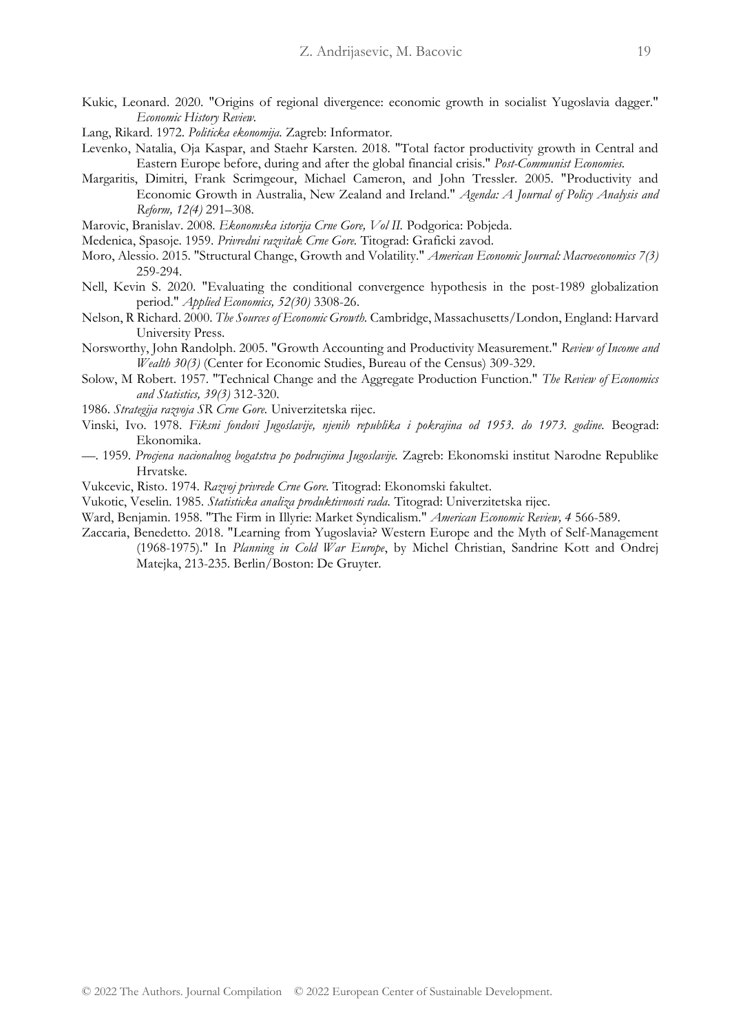Kukic, Leonard. 2020. "Origins of regional divergence: economic growth in socialist Yugoslavia dagger." *Economic History Review.*

Lang, Rikard. 1972. *Politicka ekonomija.* Zagreb: Informator.

Levenko, Natalia, Oja Kaspar, and Staehr Karsten. 2018. "Total factor productivity growth in Central and Eastern Europe before, during and after the global financial crisis." *Post-Communist Economies.*

Margaritis, Dimitri, Frank Scrimgeour, Michael Cameron, and John Tressler. 2005. "Productivity and Economic Growth in Australia, New Zealand and Ireland." *Agenda: A Journal of Policy Analysis and Reform, 12(4)* 291–308.

Marovic, Branislav. 2008. *Ekonomska istorija Crne Gore, Vol II.* Podgorica: Pobjeda.

Medenica, Spasoje. 1959. *Privredni razvitak Crne Gore.* Titograd: Graficki zavod.

Moro, Alessio. 2015. "Structural Change, Growth and Volatility." *American Economic Journal: Macroeconomics 7(3)* 259-294.

Nell, Kevin S. 2020. "Evaluating the conditional convergence hypothesis in the post-1989 globalization period." *Applied Economics, 52(30)* 3308-26.

Nelson, R Richard. 2000. *The Sources of Economic Growth.* Cambridge, Massachusetts/London, England: Harvard University Press.

Norsworthy, John Randolph. 2005. "Growth Accounting and Productivity Measurement." *Review of Income and Wealth 30(3)* (Center for Economic Studies, Bureau of the Census) 309-329.

Solow, M Robert. 1957. "Technical Change and the Aggregate Production Function." *The Review of Economics and Statistics, 39(3)* 312-320.

1986. *Strategija razvoja SR Crne Gore.* Univerzitetska rijec.

Vinski, Ivo. 1978. *Fiksni fondovi Jugoslavije, njenih republika i pokrajina od 1953. do 1973. godine.* Beograd: Ekonomika.

—. 1959. *Procjena nacionalnog bogatstva po podrucjima Jugoslavije.* Zagreb: Ekonomski institut Narodne Republike Hrvatske.

Vukcevic, Risto. 1974. *Razvoj privrede Crne Gore.* Titograd: Ekonomski fakultet.

Vukotic, Veselin. 1985. *Statisticka analiza produktivnosti rada.* Titograd: Univerzitetska rijec.

Ward, Benjamin. 1958. "The Firm in Illyrie: Market Syndicalism." *American Economic Review, 4* 566-589.

Zaccaria, Benedetto. 2018. "Learning from Yugoslavia? Western Europe and the Myth of Self-Management (1968-1975)." In *Planning in Cold War Europe*, by Michel Christian, Sandrine Kott and Ondrej Matejka, 213-235. Berlin/Boston: De Gruyter.